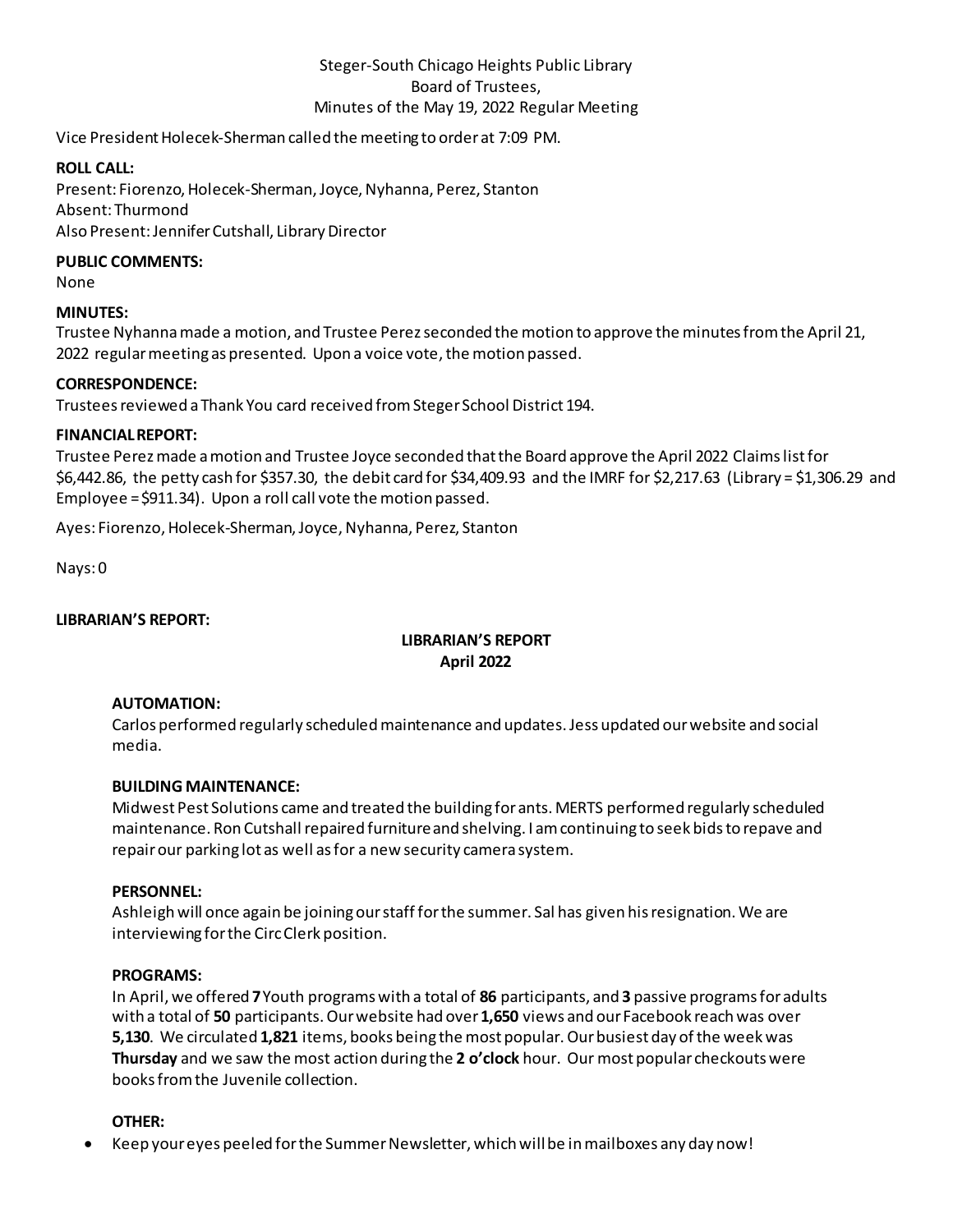Steger-South Chicago Heights Public Library
Board of Trustees,
Minutes of the May 19, 2022 Regular Meeting

Vice President Holecek-Sherman called the meeting to order at 7:09 PM.

**ROLL CALL:**
Present: Fiorenzo, Holecek-Sherman, Joyce, Nyhanna, Perez, Stanton
Absent: Thurmond
Also Present: Jennifer Cutshall, Library Director

**PUBLIC COMMENTS:**
None

**MINUTES:**
Trustee Nyhanna made a motion, and Trustee Perez seconded the motion to approve the minutes from the April 21, 2022 regular meeting as presented. Upon a voice vote, the motion passed.

**CORRESPONDENCE:**
Trustees reviewed a Thank You card received from Steger School District 194.

**FINANCIAL REPORT:**
Trustee Perez made a motion and Trustee Joyce seconded that the Board approve the April 2022 Claims list for $6,442.86, the petty cash for $357.30, the debit card for $34,409.93 and the IMRF for $2,217.63 (Library = $1,306.29 and Employee = $911.34). Upon a roll call vote the motion passed.

Ayes: Fiorenzo, Holecek-Sherman, Joyce, Nyhanna, Perez, Stanton

Nays: 0

**LIBRARIAN'S REPORT:**

**LIBRARIAN'S REPORT**
**April 2022**

**AUTOMATION:**
Carlos performed regularly scheduled maintenance and updates. Jess updated our website and social media.

**BUILDING MAINTENANCE:**
Midwest Pest Solutions came and treated the building for ants. MERTS performed regularly scheduled maintenance. Ron Cutshall repaired furniture and shelving. I am continuing to seek bids to repave and repair our parking lot as well as for a new security camera system.

**PERSONNEL:**
Ashleigh will once again be joining our staff for the summer. Sal has given his resignation. We are interviewing for the Circ Clerk position.

**PROGRAMS:**
In April, we offered **7** Youth programs with a total of **86** participants, and **3** passive programs for adults with a total of **50** participants. Our website had over **1,650** views and our Facebook reach was over **5,130**. We circulated **1,821** items, books being the most popular. Our busiest day of the week was **Thursday** and we saw the most action during the **2 o'clock** hour. Our most popular checkouts were books from the Juvenile collection.

**OTHER:**

- Keep your eyes peeled for the Summer Newsletter, which will be in mailboxes any day now!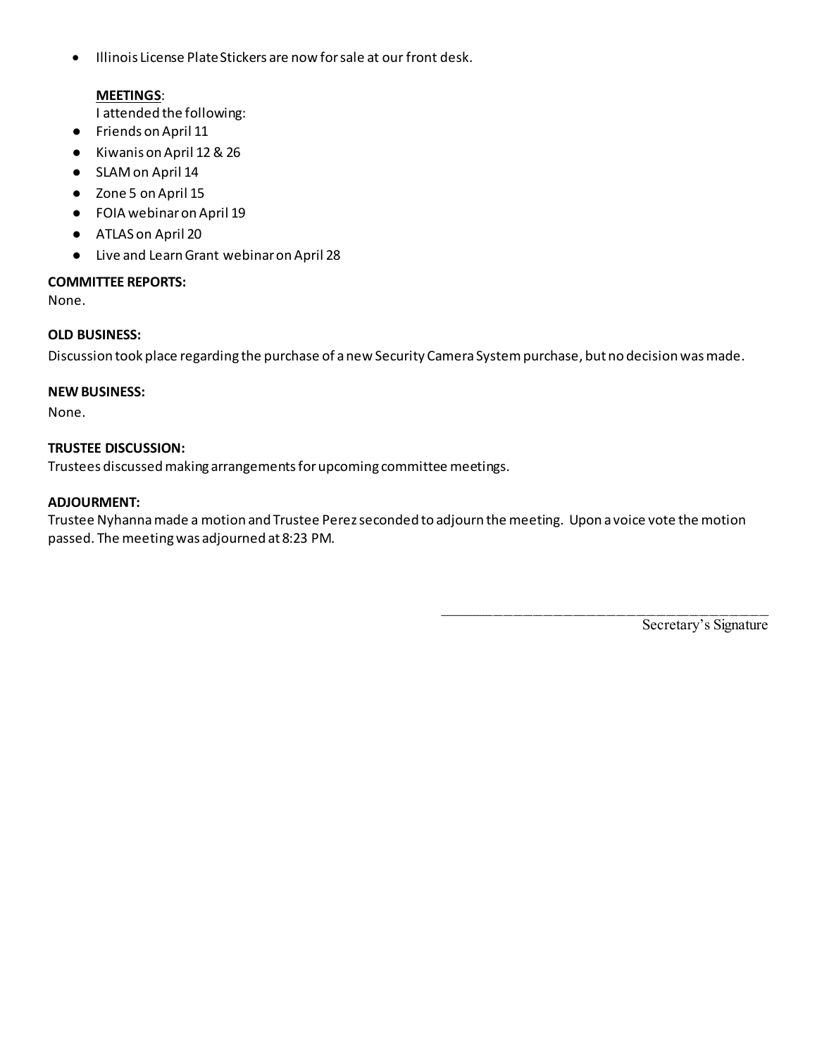- Illinois License Plate Stickers are now for sale at our front desk.

**MEETINGS**:

I attended the following:

- Friends on April 11
- Kiwanis on April 12 & 26
- SLAM on April 14
- Zone 5 on April 15
- FOIA webinar on April 19
- ATLAS on April 20
- Live and Learn Grant webinar on April 28

**COMMITTEE REPORTS:**

None.

**OLD BUSINESS:**

Discussion took place regarding the purchase of a new Security Camera System purchase, but no decision was made.

**NEW BUSINESS:**

None.

**TRUSTEE DISCUSSION:**

Trustees discussed making arrangements for upcoming committee meetings.

**ADJOURMENT:**

Trustee Nyhanna made a motion and Trustee Perez seconded to adjourn the meeting. Upon a voice vote the motion passed. The meeting was adjourned at 8:23 PM.

\_\_\_\_\_\_\_\_\_\_\_\_\_\_\_\_\_\_\_\_\_\_\_\_\_\_\_\_\_\_\_\_\_\_\_\_\_\_\_\_

Secretary's Signature